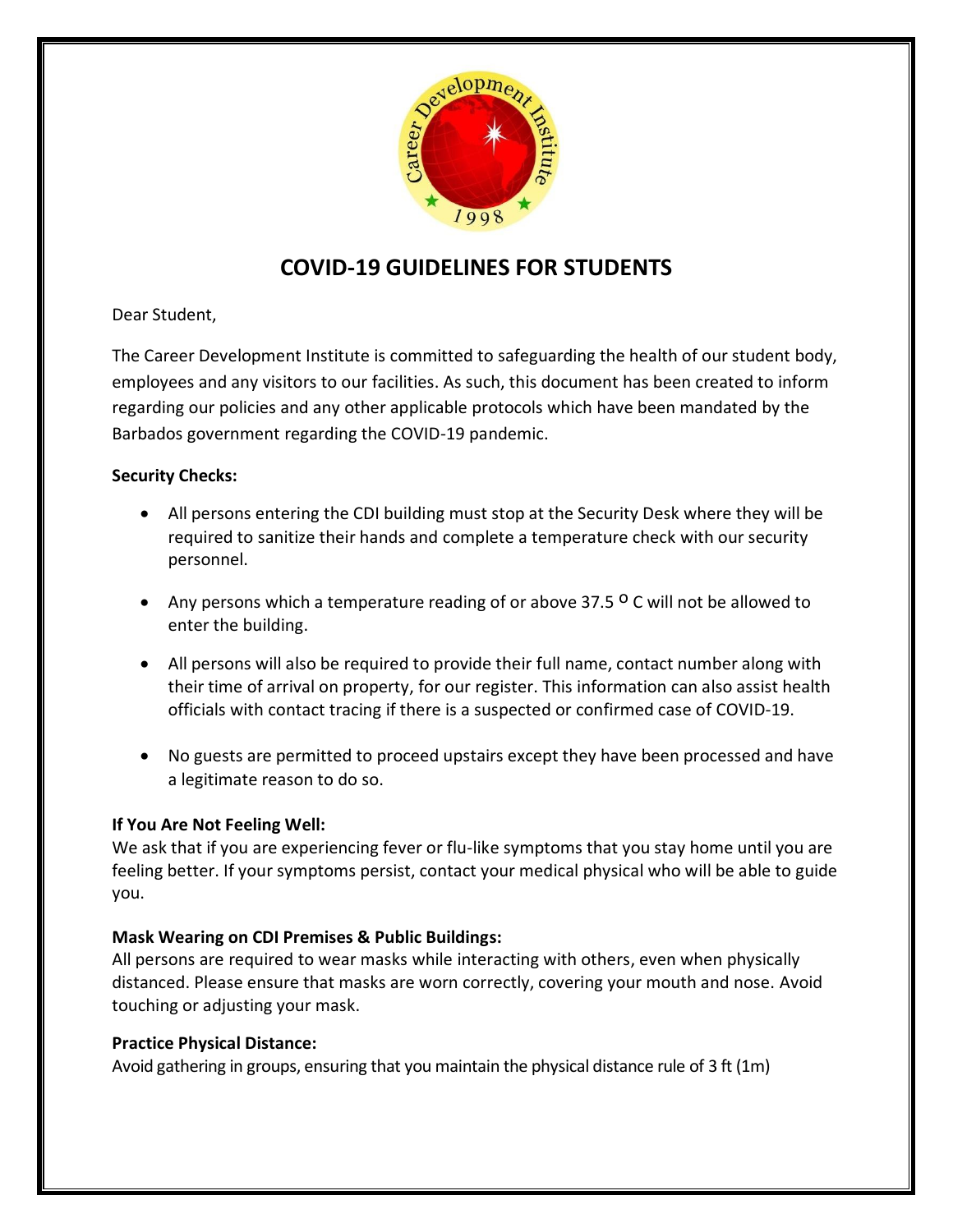# COVID-19 GUIDELINES FOR STUDENTS

Dear Student,

The Career Development Institute is committed to safeguarding the health of our student body, employees and any visitors to our facilities. As such, this document has been created to inform regarding our policies and any other applicable protocols which have been mandated by the Barbados government regarding the COVID-19 pandemic.

**Security Checks:**

- All persons entering the CDI building must stop at the Security Desk where they will be required to sanitize their hands and complete a temperature check with our security personnel.
- Any persons which a temperature reading of or above 37.5 $^{o}$ C will not be allowed to enter the building.
- All persons will also be required to provide their full name, contact number along with their time of arrival on property, for our register. This information can also assist health officials with contact tracing if there is a suspected or confirmed case of COVID-19.
- No guests are permitted to proceed upstairs except they have been processed and have a legitimate reason to do so.

**If You Are Not Feeling Well:**
We ask that if you are experiencing fever or flu-like symptoms that you stay home until you are feeling better. If your symptoms persist, contact your medical physical who will be able to guide you.

**Mask Wearing on CDI Premises & Public Buildings:**
All persons are required to wear masks while interacting with others, even when physically distanced. Please ensure that masks are worn correctly, covering your mouth and nose. Avoid touching or adjusting your mask.

**Practice Physical Distance:**
Avoid gathering in groups, ensuring that you maintain the physical distance rule of 3 ft (1m)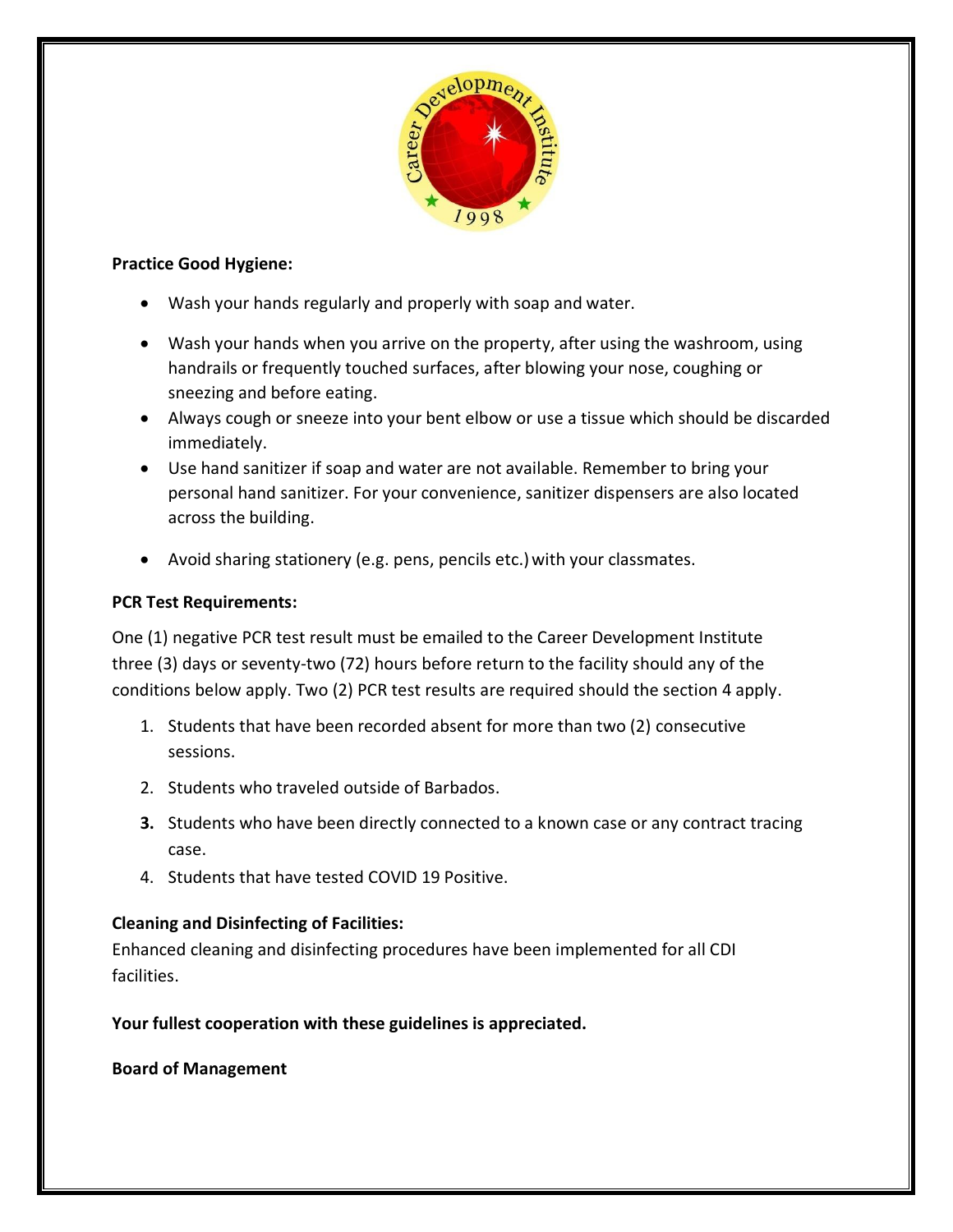**Practice Good Hygiene:**

- Wash your hands regularly and properly with soap and water.
- Wash your hands when you arrive on the property, after using the washroom, using handrails or frequently touched surfaces, after blowing your nose, coughing or sneezing and before eating.
- Always cough or sneeze into your bent elbow or use a tissue which should be discarded immediately.
- Use hand sanitizer if soap and water are not available. Remember to bring your personal hand sanitizer. For your convenience, sanitizer dispensers are also located across the building.
- Avoid sharing stationery (e.g. pens, pencils etc.) with your classmates.

**PCR Test Requirements:**

One (1) negative PCR test result must be emailed to the Career Development Institute three (3) days or seventy-two (72) hours before return to the facility should any of the conditions below apply. Two (2) PCR test results are required should the section 4 apply.

1. Students that have been recorded absent for more than two (2) consecutive sessions.
2. Students who traveled outside of Barbados.
3. Students who have been directly connected to a known case or any contract tracing case.
4. Students that have tested COVID 19 Positive.

**Cleaning and Disinfecting of Facilities:**
Enhanced cleaning and disinfecting procedures have been implemented for all CDI facilities.

**Your fullest cooperation with these guidelines is appreciated.**

**Board of Management**